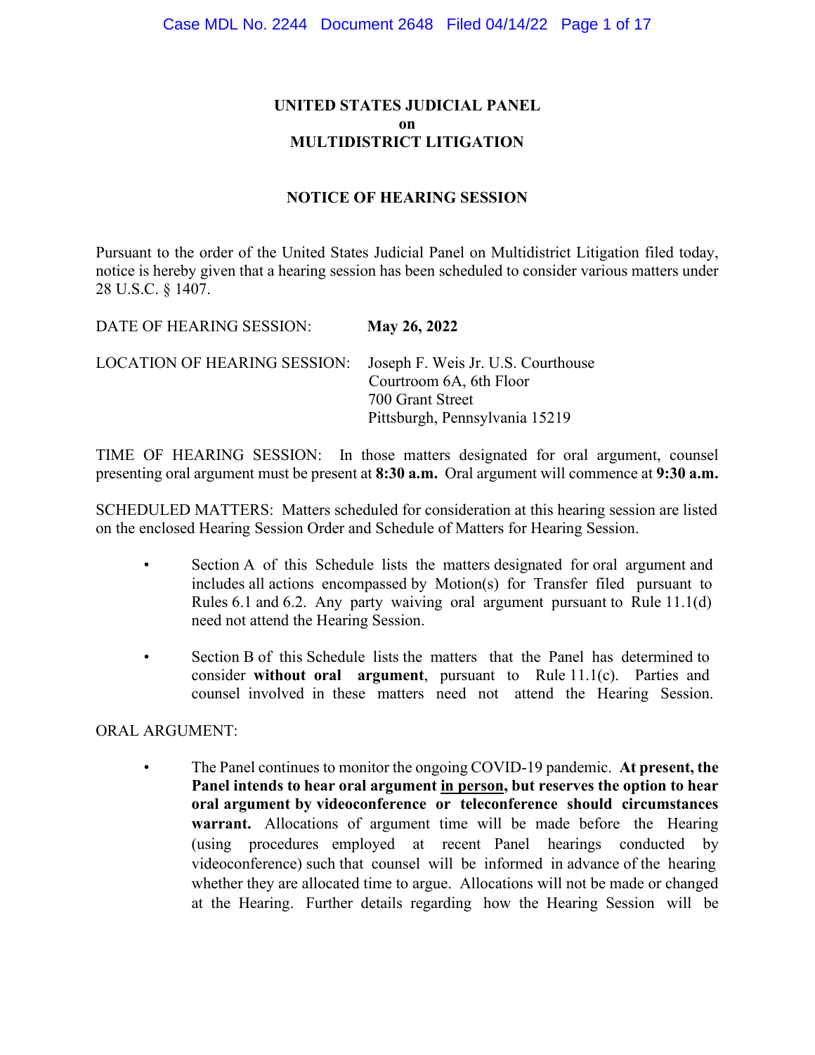# UNITED STATES JUDICIAL PANEL
# on
# MULTIDISTRICT LITIGATION

## NOTICE OF HEARING SESSION

Pursuant to the order of the United States Judicial Panel on Multidistrict Litigation filed today, notice is hereby given that a hearing session has been scheduled to consider various matters under 28 U.S.C. § 1407.

DATE OF HEARING SESSION: **May 26, 2022**

LOCATION OF HEARING SESSION: Joseph F. Weis Jr. U.S. Courthouse
Courtroom 6A, 6th Floor
700 Grant Street
Pittsburgh, Pennsylvania 15219

TIME OF HEARING SESSION: In those matters designated for oral argument, counsel presenting oral argument must be present at **8:30 a.m.** Oral argument will commence at **9:30 a.m.**

SCHEDULED MATTERS: Matters scheduled for consideration at this hearing session are listed on the enclosed Hearing Session Order and Schedule of Matters for Hearing Session.

- Section A of this Schedule lists the matters designated for oral argument and includes all actions encompassed by Motion(s) for Transfer filed pursuant to Rules 6.1 and 6.2. Any party waiving oral argument pursuant to Rule 11.1(d) need not attend the Hearing Session.
- Section B of this Schedule lists the matters that the Panel has determined to consider **without oral argument**, pursuant to Rule 11.1(c). Parties and counsel involved in these matters need not attend the Hearing Session.

ORAL ARGUMENT:

- The Panel continues to monitor the ongoing COVID-19 pandemic. **At present, the Panel intends to hear oral argument <u>in person</u>, but reserves the option to hear oral argument by videoconference or teleconference should circumstances warrant.** Allocations of argument time will be made before the Hearing (using procedures employed at recent Panel hearings conducted by videoconference) such that counsel will be informed in advance of the hearing whether they are allocated time to argue. Allocations will not be made or changed at the Hearing. Further details regarding how the Hearing Session will be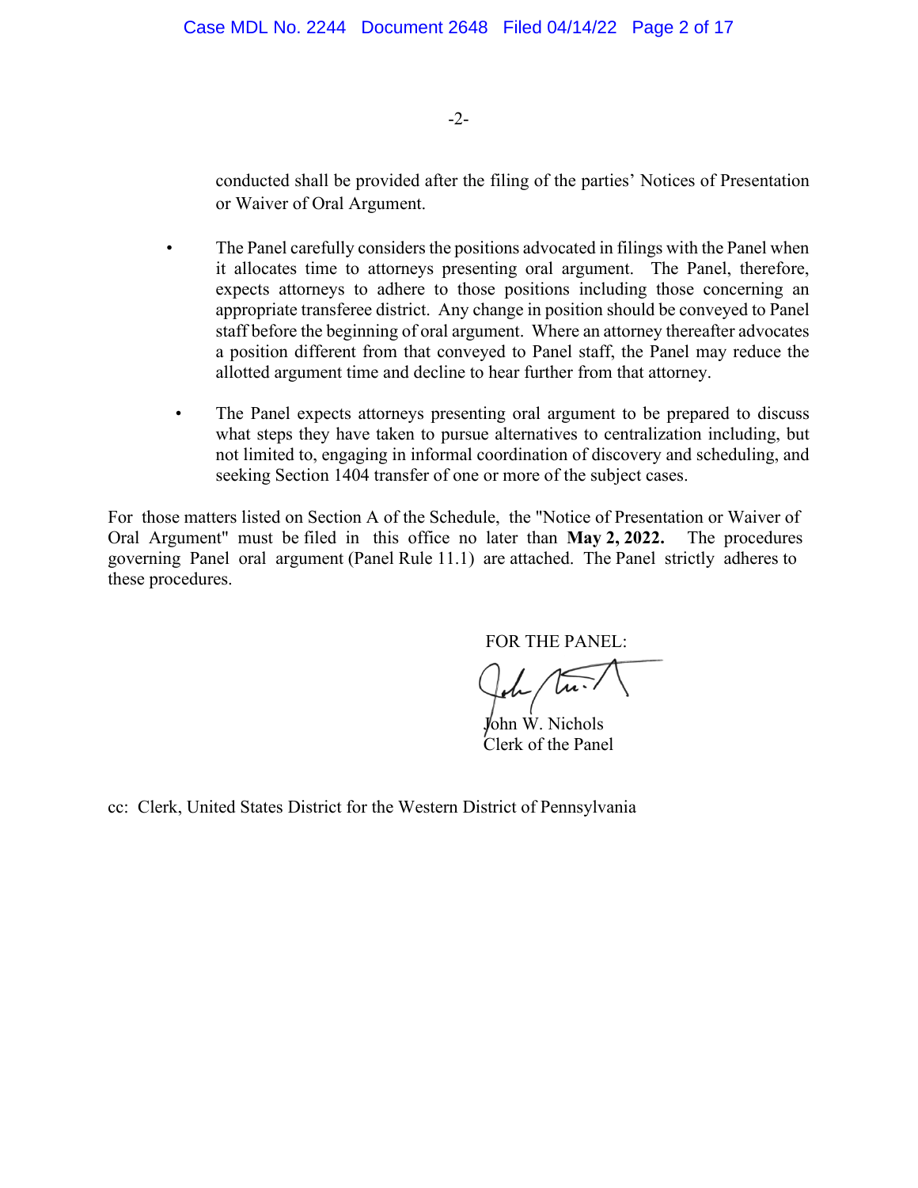conducted shall be provided after the filing of the parties' Notices of Presentation or Waiver of Oral Argument.

- The Panel carefully considers the positions advocated in filings with the Panel when it allocates time to attorneys presenting oral argument. The Panel, therefore, expects attorneys to adhere to those positions including those concerning an appropriate transferee district. Any change in position should be conveyed to Panel staff before the beginning of oral argument. Where an attorney thereafter advocates a position different from that conveyed to Panel staff, the Panel may reduce the allotted argument time and decline to hear further from that attorney.

- The Panel expects attorneys presenting oral argument to be prepared to discuss what steps they have taken to pursue alternatives to centralization including, but not limited to, engaging in informal coordination of discovery and scheduling, and seeking Section 1404 transfer of one or more of the subject cases.

For those matters listed on Section A of the Schedule, the "Notice of Presentation or Waiver of Oral Argument" must be filed in this office no later than **May 2, 2022.** The procedures governing Panel oral argument (Panel Rule 11.1) are attached. The Panel strictly adheres to these procedures.

FOR THE PANEL:

John W. Nichols
Clerk of the Panel

cc: Clerk, United States District for the Western District of Pennsylvania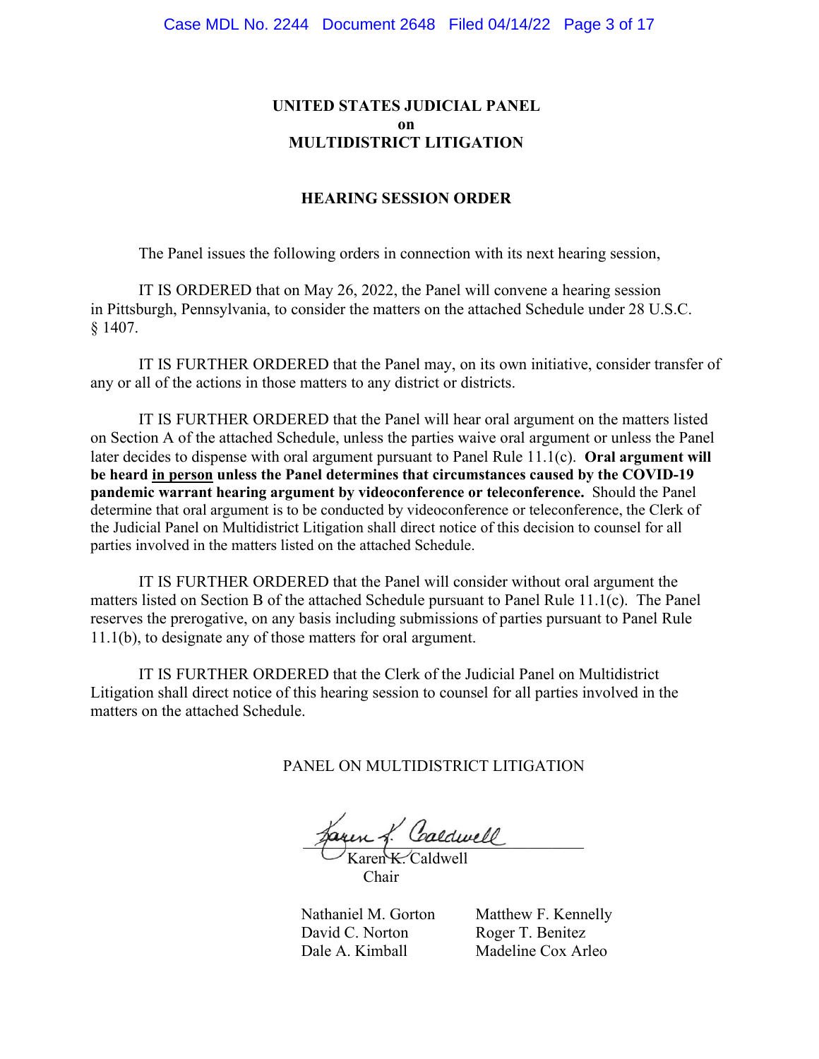# UNITED STATES JUDICIAL PANEL
# on
# MULTIDISTRICT LITIGATION

## HEARING SESSION ORDER

The Panel issues the following orders in connection with its next hearing session,

IT IS ORDERED that on May 26, 2022, the Panel will convene a hearing session in Pittsburgh, Pennsylvania, to consider the matters on the attached Schedule under 28 U.S.C. § 1407.

IT IS FURTHER ORDERED that the Panel may, on its own initiative, consider transfer of any or all of the actions in those matters to any district or districts.

IT IS FURTHER ORDERED that the Panel will hear oral argument on the matters listed on Section A of the attached Schedule, unless the parties waive oral argument or unless the Panel later decides to dispense with oral argument pursuant to Panel Rule 11.1(c). **Oral argument will be heard <u>in person</u> unless the Panel determines that circumstances caused by the COVID-19 pandemic warrant hearing argument by videoconference or teleconference.** Should the Panel determine that oral argument is to be conducted by videoconference or teleconference, the Clerk of the Judicial Panel on Multidistrict Litigation shall direct notice of this decision to counsel for all parties involved in the matters listed on the attached Schedule.

IT IS FURTHER ORDERED that the Panel will consider without oral argument the matters listed on Section B of the attached Schedule pursuant to Panel Rule 11.1(c). The Panel reserves the prerogative, on any basis including submissions of parties pursuant to Panel Rule 11.1(b), to designate any of those matters for oral argument.

IT IS FURTHER ORDERED that the Clerk of the Judicial Panel on Multidistrict Litigation shall direct notice of this hearing session to counsel for all parties involved in the matters on the attached Schedule.

PANEL ON MULTIDISTRICT LITIGATION

Karen K. Caldwell
Chair

Nathaniel M. Gorton
David C. Norton
Dale A. Kimball

Matthew F. Kennelly
Roger T. Benitez
Madeline Cox Arleo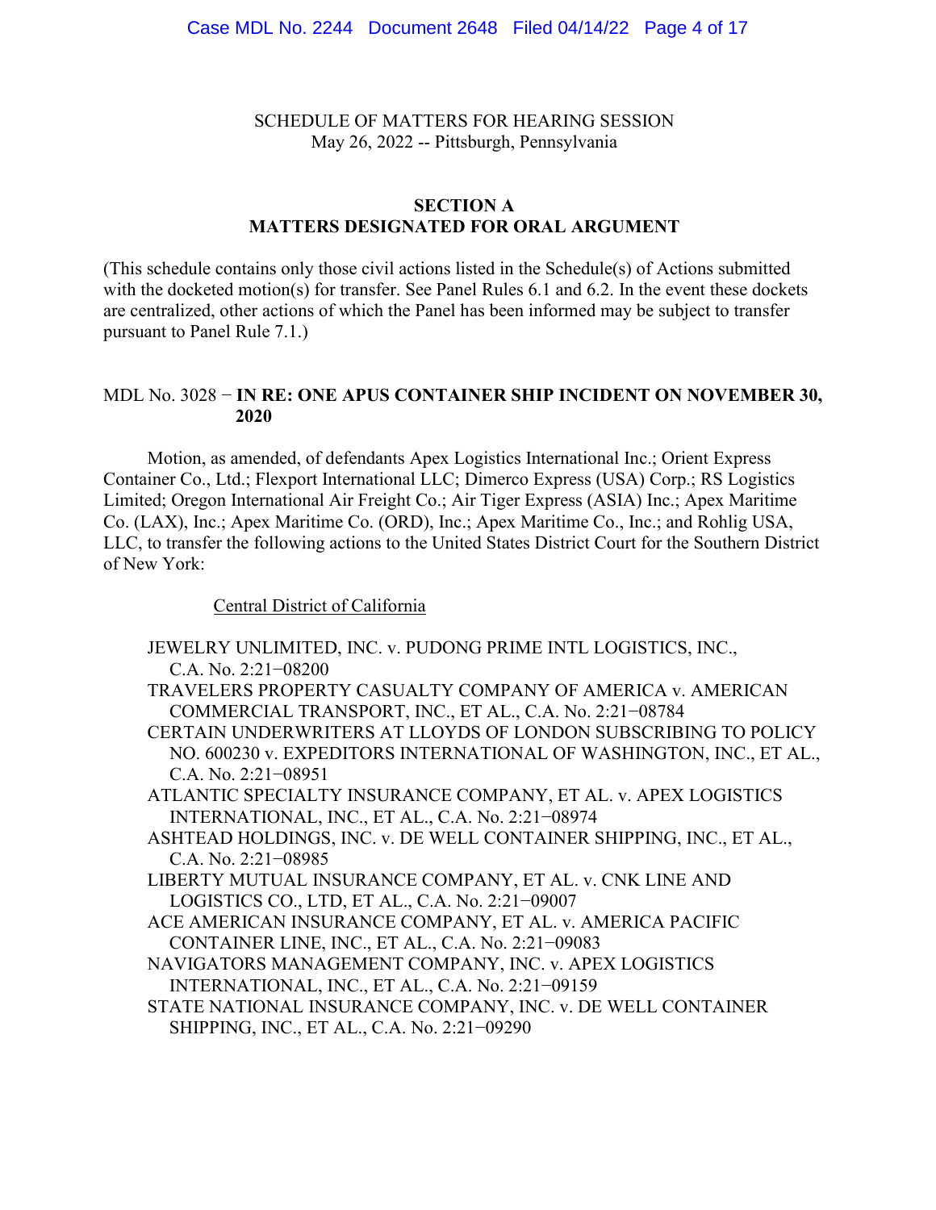SCHEDULE OF MATTERS FOR HEARING SESSION
May 26, 2022 -- Pittsburgh, Pennsylvania

## SECTION A
## MATTERS DESIGNATED FOR ORAL ARGUMENT

(This schedule contains only those civil actions listed in the Schedule(s) of Actions submitted with the docketed motion(s) for transfer. See Panel Rules 6.1 and 6.2. In the event these dockets are centralized, other actions of which the Panel has been informed may be subject to transfer pursuant to Panel Rule 7.1.)

MDL No. 3028 − **IN RE: ONE APUS CONTAINER SHIP INCIDENT ON NOVEMBER 30, 2020**

Motion, as amended, of defendants Apex Logistics International Inc.; Orient Express Container Co., Ltd.; Flexport International LLC; Dimerco Express (USA) Corp.; RS Logistics Limited; Oregon International Air Freight Co.; Air Tiger Express (ASIA) Inc.; Apex Maritime Co. (LAX), Inc.; Apex Maritime Co. (ORD), Inc.; Apex Maritime Co., Inc.; and Rohlig USA, LLC, to transfer the following actions to the United States District Court for the Southern District of New York:

Central District of California

- JEWELRY UNLIMITED, INC. v. PUDONG PRIME INTL LOGISTICS, INC., C.A. No. 2:21−08200
- TRAVELERS PROPERTY CASUALTY COMPANY OF AMERICA v. AMERICAN COMMERCIAL TRANSPORT, INC., ET AL., C.A. No. 2:21−08784
- CERTAIN UNDERWRITERS AT LLOYDS OF LONDON SUBSCRIBING TO POLICY NO. 600230 v. EXPEDITORS INTERNATIONAL OF WASHINGTON, INC., ET AL., C.A. No. 2:21−08951
- ATLANTIC SPECIALTY INSURANCE COMPANY, ET AL. v. APEX LOGISTICS INTERNATIONAL, INC., ET AL., C.A. No. 2:21−08974
- ASHTEAD HOLDINGS, INC. v. DE WELL CONTAINER SHIPPING, INC., ET AL., C.A. No. 2:21−08985
- LIBERTY MUTUAL INSURANCE COMPANY, ET AL. v. CNK LINE AND LOGISTICS CO., LTD, ET AL., C.A. No. 2:21−09007
- ACE AMERICAN INSURANCE COMPANY, ET AL. v. AMERICA PACIFIC CONTAINER LINE, INC., ET AL., C.A. No. 2:21−09083
- NAVIGATORS MANAGEMENT COMPANY, INC. v. APEX LOGISTICS INTERNATIONAL, INC., ET AL., C.A. No. 2:21−09159
- STATE NATIONAL INSURANCE COMPANY, INC. v. DE WELL CONTAINER SHIPPING, INC., ET AL., C.A. No. 2:21−09290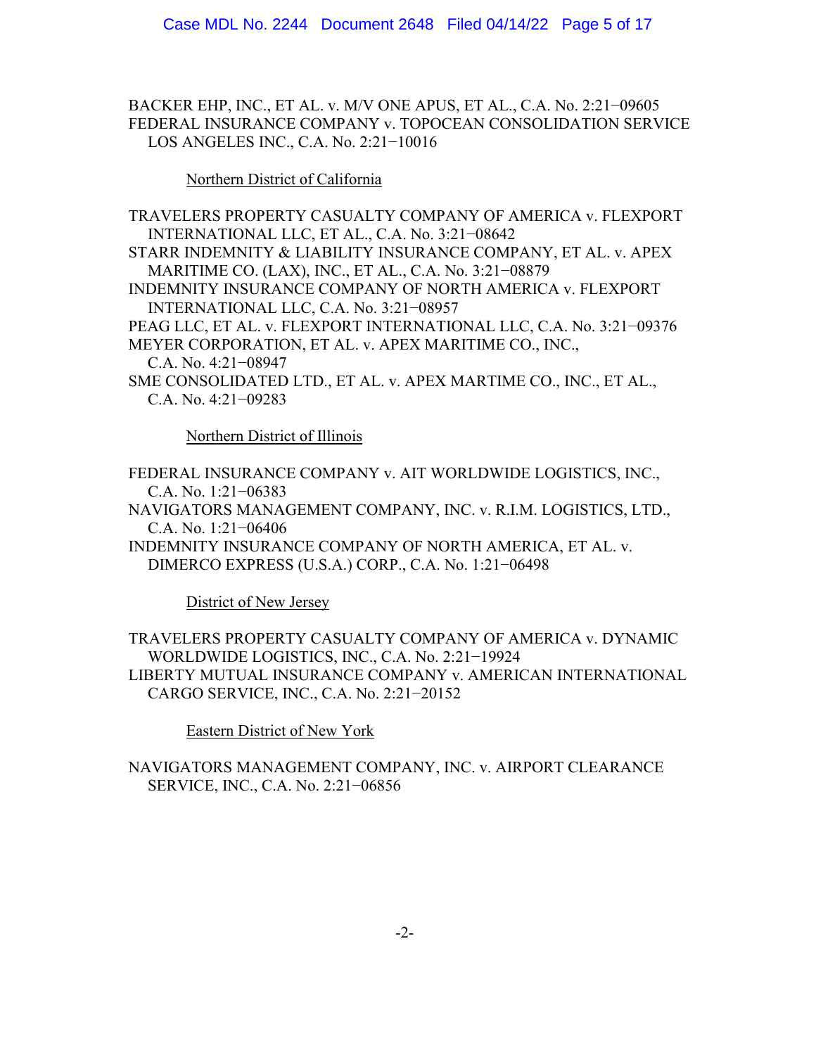BACKER EHP, INC., ET AL. v. M/V ONE APUS, ET AL., C.A. No. 2:21−09605
FEDERAL INSURANCE COMPANY v. TOPOCEAN CONSOLIDATION SERVICE LOS ANGELES INC., C.A. No. 2:21−10016

Northern District of California

TRAVELERS PROPERTY CASUALTY COMPANY OF AMERICA v. FLEXPORT INTERNATIONAL LLC, ET AL., C.A. No. 3:21−08642
STARR INDEMNITY & LIABILITY INSURANCE COMPANY, ET AL. v. APEX MARITIME CO. (LAX), INC., ET AL., C.A. No. 3:21−08879
INDEMNITY INSURANCE COMPANY OF NORTH AMERICA v. FLEXPORT INTERNATIONAL LLC, C.A. No. 3:21−08957
PEAG LLC, ET AL. v. FLEXPORT INTERNATIONAL LLC, C.A. No. 3:21−09376
MEYER CORPORATION, ET AL. v. APEX MARITIME CO., INC., C.A. No. 4:21−08947
SME CONSOLIDATED LTD., ET AL. v. APEX MARTIME CO., INC., ET AL., C.A. No. 4:21−09283

Northern District of Illinois

FEDERAL INSURANCE COMPANY v. AIT WORLDWIDE LOGISTICS, INC., C.A. No. 1:21−06383
NAVIGATORS MANAGEMENT COMPANY, INC. v. R.I.M. LOGISTICS, LTD., C.A. No. 1:21−06406
INDEMNITY INSURANCE COMPANY OF NORTH AMERICA, ET AL. v. DIMERCO EXPRESS (U.S.A.) CORP., C.A. No. 1:21−06498

District of New Jersey

TRAVELERS PROPERTY CASUALTY COMPANY OF AMERICA v. DYNAMIC WORLDWIDE LOGISTICS, INC., C.A. No. 2:21−19924
LIBERTY MUTUAL INSURANCE COMPANY v. AMERICAN INTERNATIONAL CARGO SERVICE, INC., C.A. No. 2:21−20152

Eastern District of New York

NAVIGATORS MANAGEMENT COMPANY, INC. v. AIRPORT CLEARANCE SERVICE, INC., C.A. No. 2:21−06856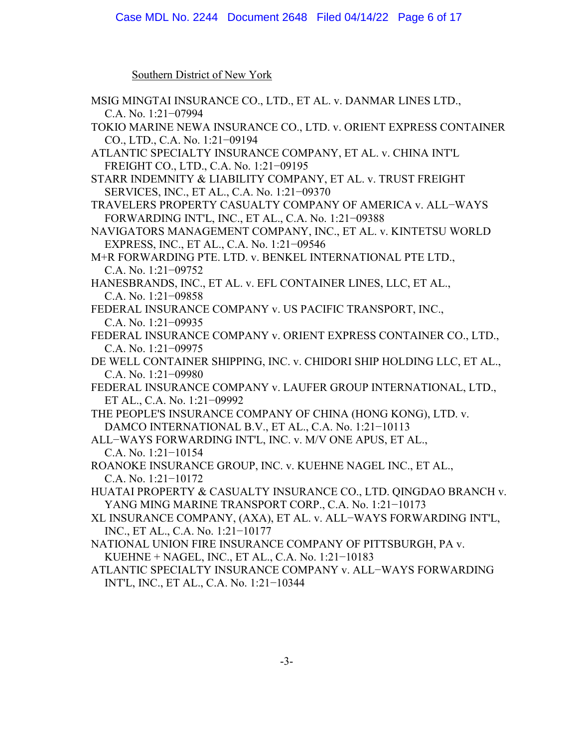Southern District of New York

MSIG MINGTAI INSURANCE CO., LTD., ET AL. v. DANMAR LINES LTD., C.A. No. 1:21−07994

TOKIO MARINE NEWA INSURANCE CO., LTD. v. ORIENT EXPRESS CONTAINER CO., LTD., C.A. No. 1:21−09194

ATLANTIC SPECIALTY INSURANCE COMPANY, ET AL. v. CHINA INT'L FREIGHT CO., LTD., C.A. No. 1:21−09195

STARR INDEMNITY & LIABILITY COMPANY, ET AL. v. TRUST FREIGHT SERVICES, INC., ET AL., C.A. No. 1:21−09370

TRAVELERS PROPERTY CASUALTY COMPANY OF AMERICA v. ALL−WAYS FORWARDING INT'L, INC., ET AL., C.A. No. 1:21−09388

NAVIGATORS MANAGEMENT COMPANY, INC., ET AL. v. KINTETSU WORLD EXPRESS, INC., ET AL., C.A. No. 1:21−09546

M+R FORWARDING PTE. LTD. v. BENKEL INTERNATIONAL PTE LTD., C.A. No. 1:21−09752

HANESBRANDS, INC., ET AL. v. EFL CONTAINER LINES, LLC, ET AL., C.A. No. 1:21−09858

FEDERAL INSURANCE COMPANY v. US PACIFIC TRANSPORT, INC., C.A. No. 1:21−09935

FEDERAL INSURANCE COMPANY v. ORIENT EXPRESS CONTAINER CO., LTD., C.A. No. 1:21−09975

DE WELL CONTAINER SHIPPING, INC. v. CHIDORI SHIP HOLDING LLC, ET AL., C.A. No. 1:21−09980

FEDERAL INSURANCE COMPANY v. LAUFER GROUP INTERNATIONAL, LTD., ET AL., C.A. No. 1:21−09992

THE PEOPLE'S INSURANCE COMPANY OF CHINA (HONG KONG), LTD. v. DAMCO INTERNATIONAL B.V., ET AL., C.A. No. 1:21−10113

ALL−WAYS FORWARDING INT'L, INC. v. M/V ONE APUS, ET AL., C.A. No. 1:21−10154

ROANOKE INSURANCE GROUP, INC. v. KUEHNE NAGEL INC., ET AL., C.A. No. 1:21−10172

HUATAI PROPERTY & CASUALTY INSURANCE CO., LTD. QINGDAO BRANCH v. YANG MING MARINE TRANSPORT CORP., C.A. No. 1:21−10173

XL INSURANCE COMPANY, (AXA), ET AL. v. ALL−WAYS FORWARDING INT'L, INC., ET AL., C.A. No. 1:21−10177

NATIONAL UNION FIRE INSURANCE COMPANY OF PITTSBURGH, PA v. KUEHNE + NAGEL, INC., ET AL., C.A. No. 1:21−10183

ATLANTIC SPECIALTY INSURANCE COMPANY v. ALL−WAYS FORWARDING INT'L, INC., ET AL., C.A. No. 1:21−10344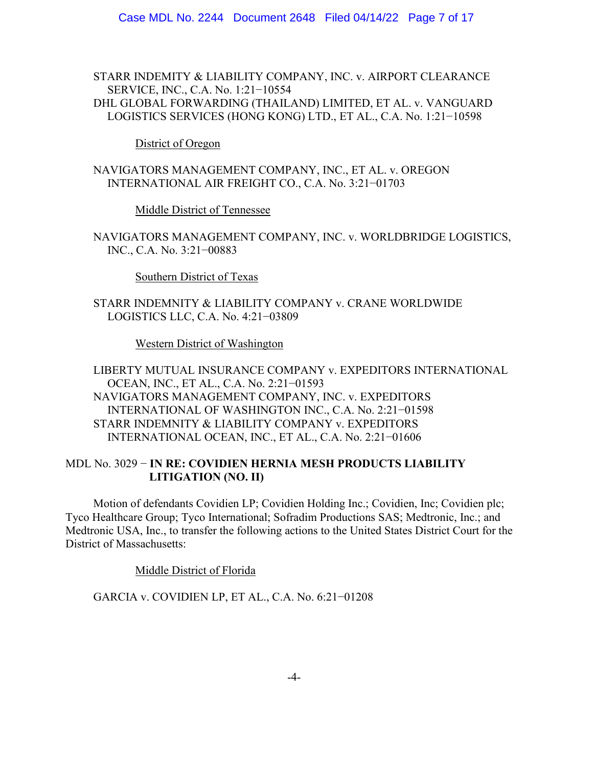STARR INDEMITY & LIABILITY COMPANY, INC. v. AIRPORT CLEARANCE SERVICE, INC., C.A. No. 1:21−10554
DHL GLOBAL FORWARDING (THAILAND) LIMITED, ET AL. v. VANGUARD LOGISTICS SERVICES (HONG KONG) LTD., ET AL., C.A. No. 1:21−10598

District of Oregon

NAVIGATORS MANAGEMENT COMPANY, INC., ET AL. v. OREGON INTERNATIONAL AIR FREIGHT CO., C.A. No. 3:21−01703

Middle District of Tennessee

NAVIGATORS MANAGEMENT COMPANY, INC. v. WORLDBRIDGE LOGISTICS, INC., C.A. No. 3:21−00883

Southern District of Texas

STARR INDEMNITY & LIABILITY COMPANY v. CRANE WORLDWIDE LOGISTICS LLC, C.A. No. 4:21−03809

Western District of Washington

LIBERTY MUTUAL INSURANCE COMPANY v. EXPEDITORS INTERNATIONAL OCEAN, INC., ET AL., C.A. No. 2:21−01593
NAVIGATORS MANAGEMENT COMPANY, INC. v. EXPEDITORS INTERNATIONAL OF WASHINGTON INC., C.A. No. 2:21−01598
STARR INDEMNITY & LIABILITY COMPANY v. EXPEDITORS INTERNATIONAL OCEAN, INC., ET AL., C.A. No. 2:21−01606

MDL No. 3029 − **IN RE: COVIDIEN HERNIA MESH PRODUCTS LIABILITY LITIGATION (NO. II)**

Motion of defendants Covidien LP; Covidien Holding Inc.; Covidien, Inc; Covidien plc; Tyco Healthcare Group; Tyco International; Sofradim Productions SAS; Medtronic, Inc.; and Medtronic USA, Inc., to transfer the following actions to the United States District Court for the District of Massachusetts:

Middle District of Florida

GARCIA v. COVIDIEN LP, ET AL., C.A. No. 6:21−01208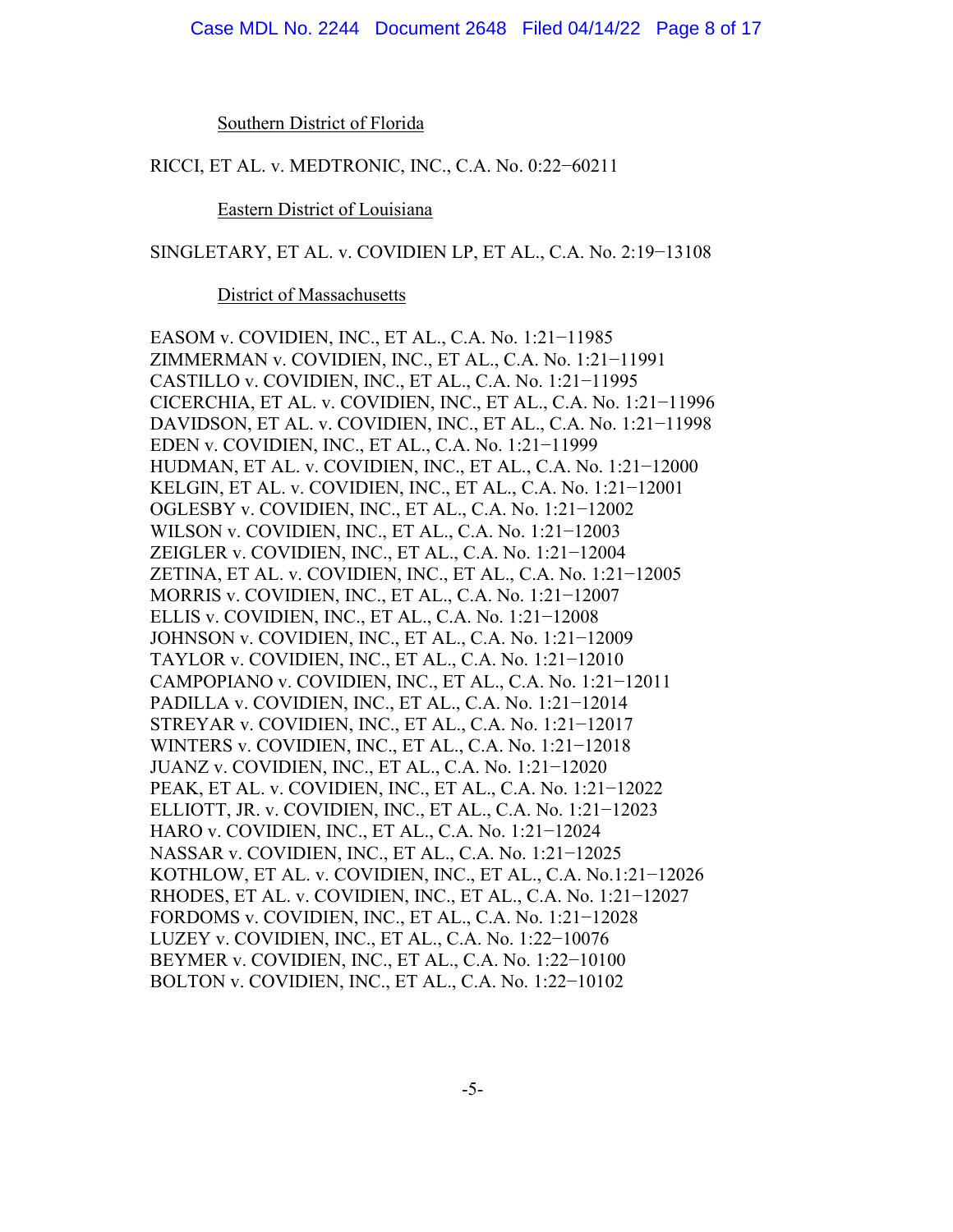Southern District of Florida

RICCI, ET AL. v. MEDTRONIC, INC., C.A. No. 0:22−60211

Eastern District of Louisiana

SINGLETARY, ET AL. v. COVIDIEN LP, ET AL., C.A. No. 2:19−13108

District of Massachusetts

EASOM v. COVIDIEN, INC., ET AL., C.A. No. 1:21−11985
ZIMMERMAN v. COVIDIEN, INC., ET AL., C.A. No. 1:21−11991
CASTILLO v. COVIDIEN, INC., ET AL., C.A. No. 1:21−11995
CICERCHIA, ET AL. v. COVIDIEN, INC., ET AL., C.A. No. 1:21−11996
DAVIDSON, ET AL. v. COVIDIEN, INC., ET AL., C.A. No. 1:21−11998
EDEN v. COVIDIEN, INC., ET AL., C.A. No. 1:21−11999
HUDMAN, ET AL. v. COVIDIEN, INC., ET AL., C.A. No. 1:21−12000
KELGIN, ET AL. v. COVIDIEN, INC., ET AL., C.A. No. 1:21−12001
OGLESBY v. COVIDIEN, INC., ET AL., C.A. No. 1:21−12002
WILSON v. COVIDIEN, INC., ET AL., C.A. No. 1:21−12003
ZEIGLER v. COVIDIEN, INC., ET AL., C.A. No. 1:21−12004
ZETINA, ET AL. v. COVIDIEN, INC., ET AL., C.A. No. 1:21−12005
MORRIS v. COVIDIEN, INC., ET AL., C.A. No. 1:21−12007
ELLIS v. COVIDIEN, INC., ET AL., C.A. No. 1:21−12008
JOHNSON v. COVIDIEN, INC., ET AL., C.A. No. 1:21−12009
TAYLOR v. COVIDIEN, INC., ET AL., C.A. No. 1:21−12010
CAMPOPIANO v. COVIDIEN, INC., ET AL., C.A. No. 1:21−12011
PADILLA v. COVIDIEN, INC., ET AL., C.A. No. 1:21−12014
STREYAR v. COVIDIEN, INC., ET AL., C.A. No. 1:21−12017
WINTERS v. COVIDIEN, INC., ET AL., C.A. No. 1:21−12018
JUANZ v. COVIDIEN, INC., ET AL., C.A. No. 1:21−12020
PEAK, ET AL. v. COVIDIEN, INC., ET AL., C.A. No. 1:21−12022
ELLIOTT, JR. v. COVIDIEN, INC., ET AL., C.A. No. 1:21−12023
HARO v. COVIDIEN, INC., ET AL., C.A. No. 1:21−12024
NASSAR v. COVIDIEN, INC., ET AL., C.A. No. 1:21−12025
KOTHLOW, ET AL. v. COVIDIEN, INC., ET AL., C.A. No.1:21−12026
RHODES, ET AL. v. COVIDIEN, INC., ET AL., C.A. No. 1:21−12027
FORDOMS v. COVIDIEN, INC., ET AL., C.A. No. 1:21−12028
LUZEY v. COVIDIEN, INC., ET AL., C.A. No. 1:22−10076
BEYMER v. COVIDIEN, INC., ET AL., C.A. No. 1:22−10100
BOLTON v. COVIDIEN, INC., ET AL., C.A. No. 1:22−10102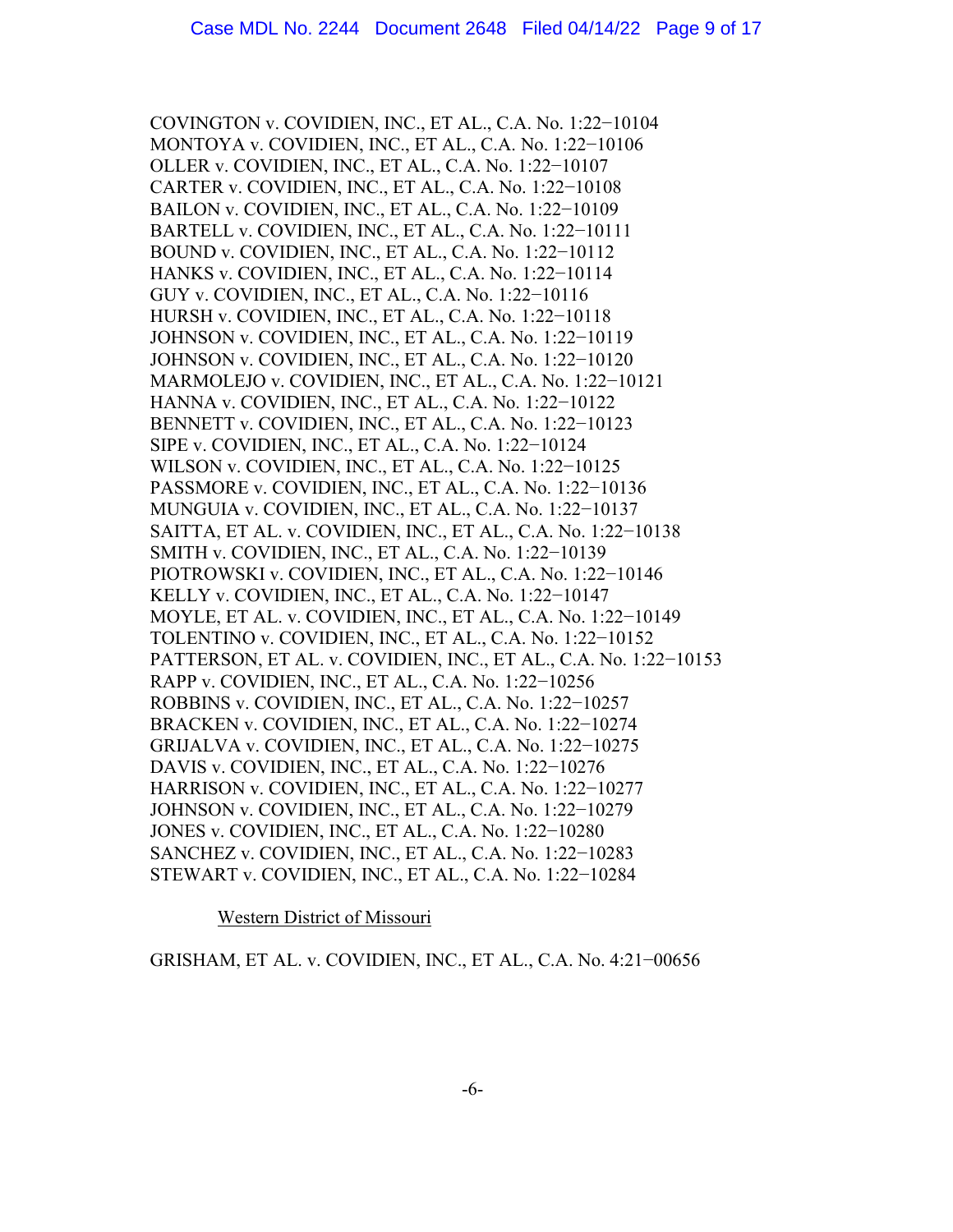COVINGTON v. COVIDIEN, INC., ET AL., C.A. No. 1:22−10104
MONTOYA v. COVIDIEN, INC., ET AL., C.A. No. 1:22−10106
OLLER v. COVIDIEN, INC., ET AL., C.A. No. 1:22−10107
CARTER v. COVIDIEN, INC., ET AL., C.A. No. 1:22−10108
BAILON v. COVIDIEN, INC., ET AL., C.A. No. 1:22−10109
BARTELL v. COVIDIEN, INC., ET AL., C.A. No. 1:22−10111
BOUND v. COVIDIEN, INC., ET AL., C.A. No. 1:22−10112
HANKS v. COVIDIEN, INC., ET AL., C.A. No. 1:22−10114
GUY v. COVIDIEN, INC., ET AL., C.A. No. 1:22−10116
HURSH v. COVIDIEN, INC., ET AL., C.A. No. 1:22−10118
JOHNSON v. COVIDIEN, INC., ET AL., C.A. No. 1:22−10119
JOHNSON v. COVIDIEN, INC., ET AL., C.A. No. 1:22−10120
MARMOLEJO v. COVIDIEN, INC., ET AL., C.A. No. 1:22−10121
HANNA v. COVIDIEN, INC., ET AL., C.A. No. 1:22−10122
BENNETT v. COVIDIEN, INC., ET AL., C.A. No. 1:22−10123
SIPE v. COVIDIEN, INC., ET AL., C.A. No. 1:22−10124
WILSON v. COVIDIEN, INC., ET AL., C.A. No. 1:22−10125
PASSMORE v. COVIDIEN, INC., ET AL., C.A. No. 1:22−10136
MUNGUIA v. COVIDIEN, INC., ET AL., C.A. No. 1:22−10137
SAITTA, ET AL. v. COVIDIEN, INC., ET AL., C.A. No. 1:22−10138
SMITH v. COVIDIEN, INC., ET AL., C.A. No. 1:22−10139
PIOTROWSKI v. COVIDIEN, INC., ET AL., C.A. No. 1:22−10146
KELLY v. COVIDIEN, INC., ET AL., C.A. No. 1:22−10147
MOYLE, ET AL. v. COVIDIEN, INC., ET AL., C.A. No. 1:22−10149
TOLENTINO v. COVIDIEN, INC., ET AL., C.A. No. 1:22−10152
PATTERSON, ET AL. v. COVIDIEN, INC., ET AL., C.A. No. 1:22−10153
RAPP v. COVIDIEN, INC., ET AL., C.A. No. 1:22−10256
ROBBINS v. COVIDIEN, INC., ET AL., C.A. No. 1:22−10257
BRACKEN v. COVIDIEN, INC., ET AL., C.A. No. 1:22−10274
GRIJALVA v. COVIDIEN, INC., ET AL., C.A. No. 1:22−10275
DAVIS v. COVIDIEN, INC., ET AL., C.A. No. 1:22−10276
HARRISON v. COVIDIEN, INC., ET AL., C.A. No. 1:22−10277
JOHNSON v. COVIDIEN, INC., ET AL., C.A. No. 1:22−10279
JONES v. COVIDIEN, INC., ET AL., C.A. No. 1:22−10280
SANCHEZ v. COVIDIEN, INC., ET AL., C.A. No. 1:22−10283
STEWART v. COVIDIEN, INC., ET AL., C.A. No. 1:22−10284

Western District of Missouri

GRISHAM, ET AL. v. COVIDIEN, INC., ET AL., C.A. No. 4:21−00656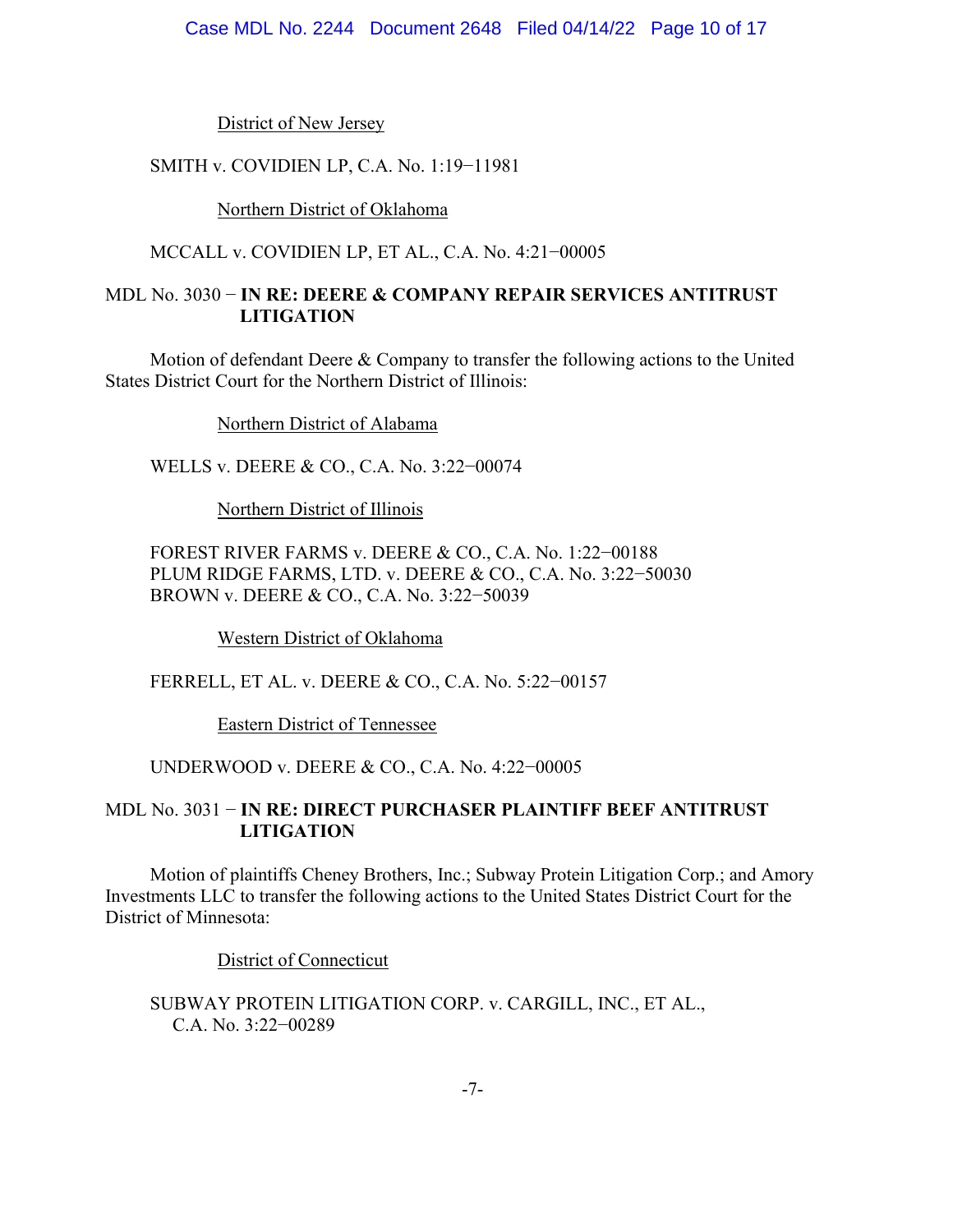District of New Jersey

SMITH v. COVIDIEN LP, C.A. No. 1:19−11981

Northern District of Oklahoma

MCCALL v. COVIDIEN LP, ET AL., C.A. No. 4:21−00005

MDL No. 3030 − **IN RE: DEERE & COMPANY REPAIR SERVICES ANTITRUST LITIGATION**

Motion of defendant Deere & Company to transfer the following actions to the United States District Court for the Northern District of Illinois:

Northern District of Alabama

WELLS v. DEERE & CO., C.A. No. 3:22−00074

Northern District of Illinois

FOREST RIVER FARMS v. DEERE & CO., C.A. No. 1:22−00188
PLUM RIDGE FARMS, LTD. v. DEERE & CO., C.A. No. 3:22−50030
BROWN v. DEERE & CO., C.A. No. 3:22−50039

Western District of Oklahoma

FERRELL, ET AL. v. DEERE & CO., C.A. No. 5:22−00157

Eastern District of Tennessee

UNDERWOOD v. DEERE & CO., C.A. No. 4:22−00005

MDL No. 3031 − **IN RE: DIRECT PURCHASER PLAINTIFF BEEF ANTITRUST LITIGATION**

Motion of plaintiffs Cheney Brothers, Inc.; Subway Protein Litigation Corp.; and Amory Investments LLC to transfer the following actions to the United States District Court for the District of Minnesota:

District of Connecticut

SUBWAY PROTEIN LITIGATION CORP. v. CARGILL, INC., ET AL., C.A. No. 3:22−00289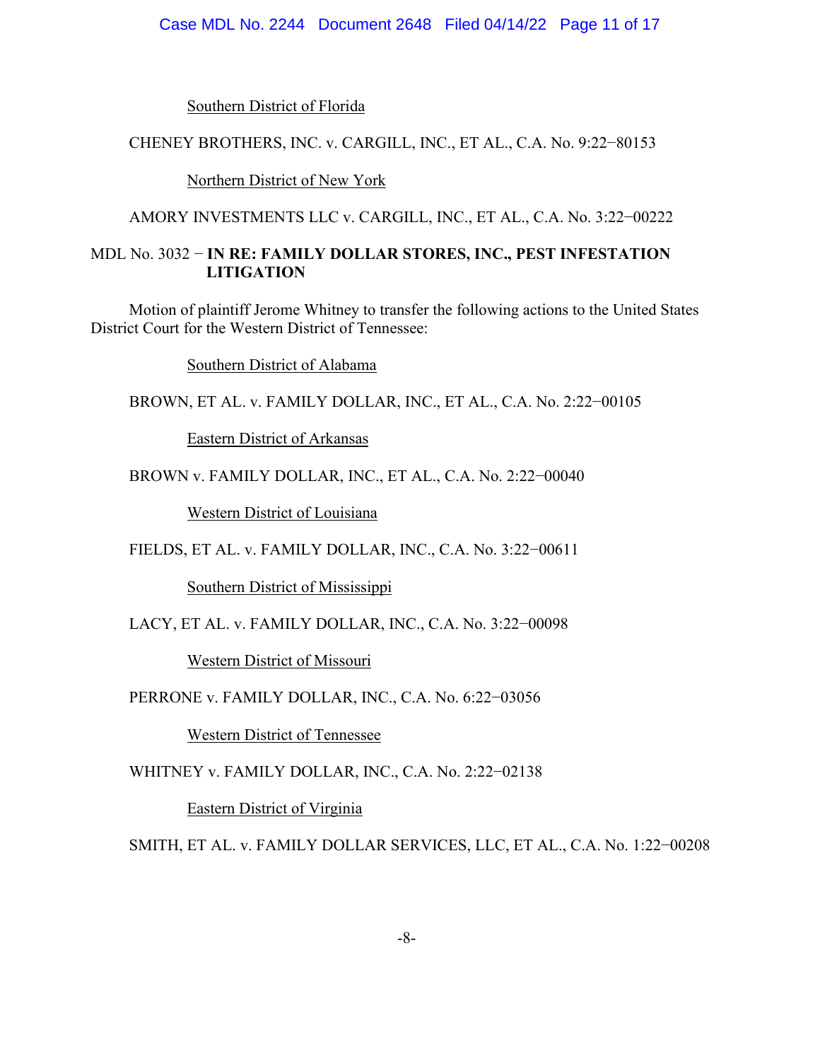Southern District of Florida

CHENEY BROTHERS, INC. v. CARGILL, INC., ET AL., C.A. No. 9:22−80153

Northern District of New York

AMORY INVESTMENTS LLC v. CARGILL, INC., ET AL., C.A. No. 3:22−00222

MDL No. 3032 − **IN RE: FAMILY DOLLAR STORES, INC., PEST INFESTATION LITIGATION**

Motion of plaintiff Jerome Whitney to transfer the following actions to the United States District Court for the Western District of Tennessee:

Southern District of Alabama

BROWN, ET AL. v. FAMILY DOLLAR, INC., ET AL., C.A. No. 2:22−00105

Eastern District of Arkansas

BROWN v. FAMILY DOLLAR, INC., ET AL., C.A. No. 2:22−00040

Western District of Louisiana

FIELDS, ET AL. v. FAMILY DOLLAR, INC., C.A. No. 3:22−00611

Southern District of Mississippi

LACY, ET AL. v. FAMILY DOLLAR, INC., C.A. No. 3:22−00098

Western District of Missouri

PERRONE v. FAMILY DOLLAR, INC., C.A. No. 6:22−03056

Western District of Tennessee

WHITNEY v. FAMILY DOLLAR, INC., C.A. No. 2:22−02138

Eastern District of Virginia

SMITH, ET AL. v. FAMILY DOLLAR SERVICES, LLC, ET AL., C.A. No. 1:22−00208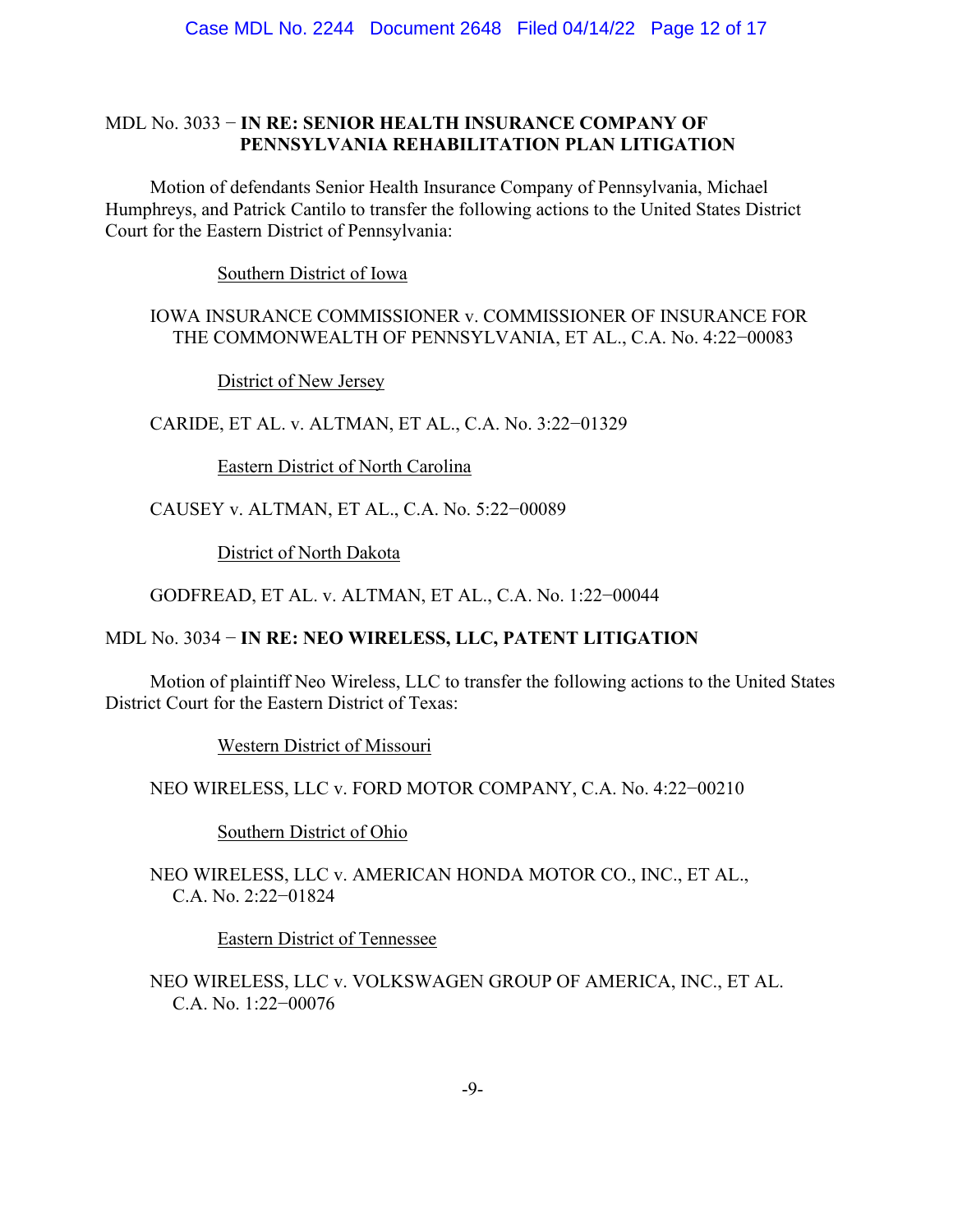MDL No. 3033 − **IN RE: SENIOR HEALTH INSURANCE COMPANY OF PENNSYLVANIA REHABILITATION PLAN LITIGATION**

Motion of defendants Senior Health Insurance Company of Pennsylvania, Michael Humphreys, and Patrick Cantilo to transfer the following actions to the United States District Court for the Eastern District of Pennsylvania:

<u>Southern District of Iowa</u>

IOWA INSURANCE COMMISSIONER v. COMMISSIONER OF INSURANCE FOR THE COMMONWEALTH OF PENNSYLVANIA, ET AL., C.A. No. 4:22−00083

<u>District of New Jersey</u>

CARIDE, ET AL. v. ALTMAN, ET AL., C.A. No. 3:22−01329

<u>Eastern District of North Carolina</u>

CAUSEY v. ALTMAN, ET AL., C.A. No. 5:22−00089

<u>District of North Dakota</u>

GODFREAD, ET AL. v. ALTMAN, ET AL., C.A. No. 1:22−00044

MDL No. 3034 − **IN RE: NEO WIRELESS, LLC, PATENT LITIGATION**

Motion of plaintiff Neo Wireless, LLC to transfer the following actions to the United States District Court for the Eastern District of Texas:

<u>Western District of Missouri</u>

NEO WIRELESS, LLC v. FORD MOTOR COMPANY, C.A. No. 4:22−00210

<u>Southern District of Ohio</u>

NEO WIRELESS, LLC v. AMERICAN HONDA MOTOR CO., INC., ET AL., C.A. No. 2:22−01824

<u>Eastern District of Tennessee</u>

NEO WIRELESS, LLC v. VOLKSWAGEN GROUP OF AMERICA, INC., ET AL. C.A. No. 1:22−00076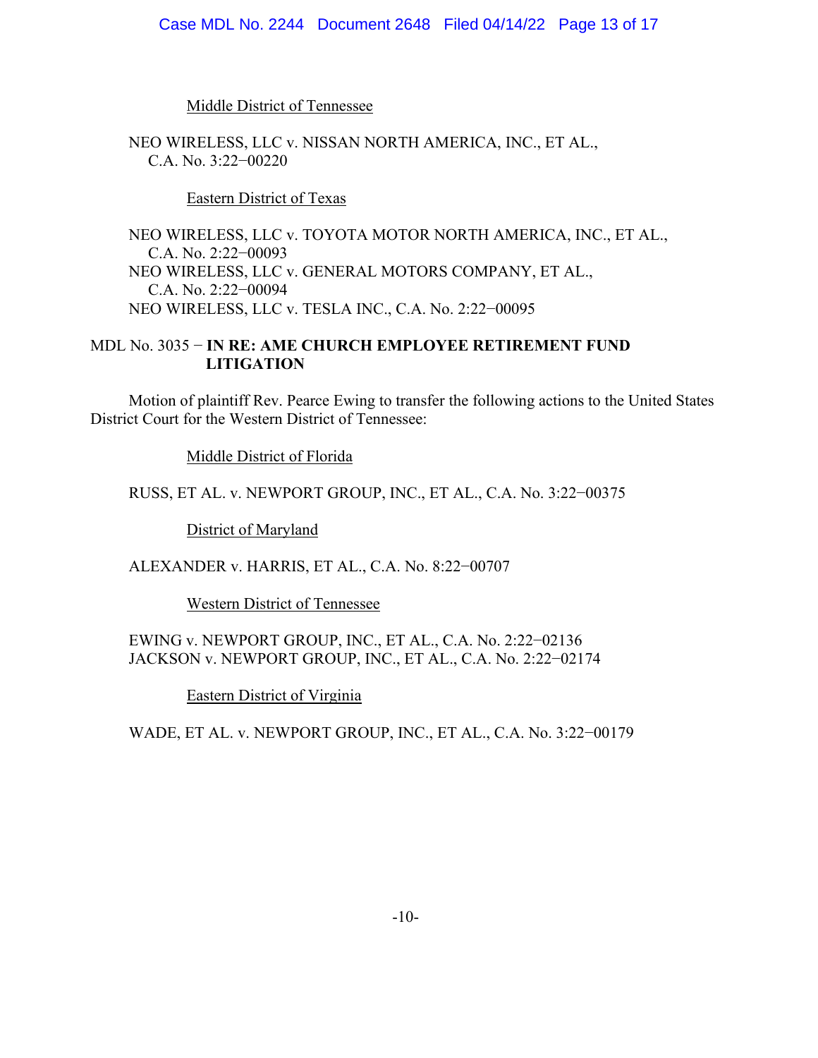Middle District of Tennessee

NEO WIRELESS, LLC v. NISSAN NORTH AMERICA, INC., ET AL.,
C.A. No. 3:22−00220

Eastern District of Texas

NEO WIRELESS, LLC v. TOYOTA MOTOR NORTH AMERICA, INC., ET AL.,
C.A. No. 2:22−00093
NEO WIRELESS, LLC v. GENERAL MOTORS COMPANY, ET AL.,
C.A. No. 2:22−00094
NEO WIRELESS, LLC v. TESLA INC., C.A. No. 2:22−00095

MDL No. 3035 − **IN RE: AME CHURCH EMPLOYEE RETIREMENT FUND LITIGATION**

Motion of plaintiff Rev. Pearce Ewing to transfer the following actions to the United States District Court for the Western District of Tennessee:

Middle District of Florida

RUSS, ET AL. v. NEWPORT GROUP, INC., ET AL., C.A. No. 3:22−00375

District of Maryland

ALEXANDER v. HARRIS, ET AL., C.A. No. 8:22−00707

Western District of Tennessee

EWING v. NEWPORT GROUP, INC., ET AL., C.A. No. 2:22−02136
JACKSON v. NEWPORT GROUP, INC., ET AL., C.A. No. 2:22−02174

Eastern District of Virginia

WADE, ET AL. v. NEWPORT GROUP, INC., ET AL., C.A. No. 3:22−00179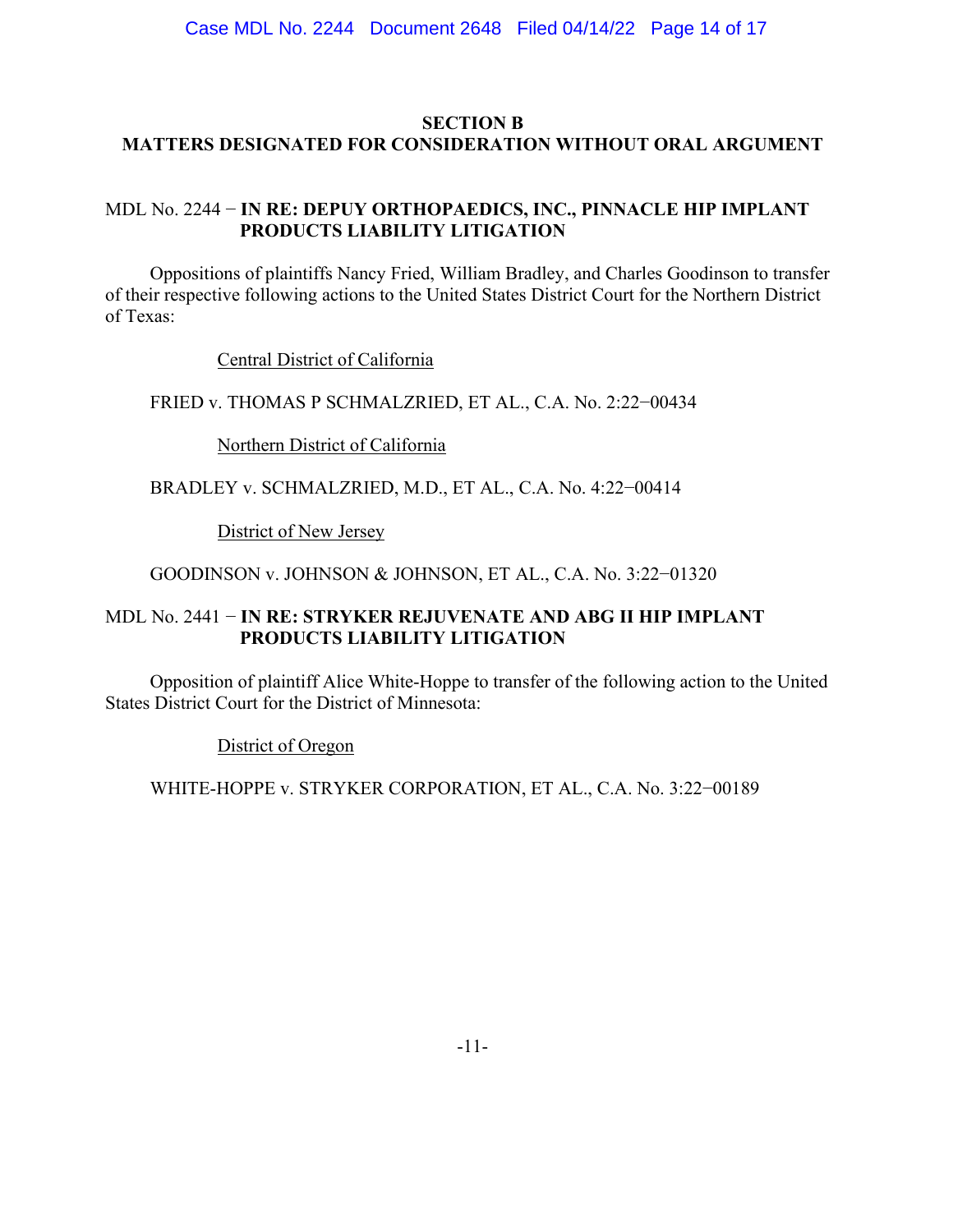## SECTION B
## MATTERS DESIGNATED FOR CONSIDERATION WITHOUT ORAL ARGUMENT

MDL No. 2244 − **IN RE: DEPUY ORTHOPAEDICS, INC., PINNACLE HIP IMPLANT PRODUCTS LIABILITY LITIGATION**

Oppositions of plaintiffs Nancy Fried, William Bradley, and Charles Goodinson to transfer of their respective following actions to the United States District Court for the Northern District of Texas:

Central District of California

FRIED v. THOMAS P SCHMALZRIED, ET AL., C.A. No. 2:22−00434

Northern District of California

BRADLEY v. SCHMALZRIED, M.D., ET AL., C.A. No. 4:22−00414

District of New Jersey

GOODINSON v. JOHNSON & JOHNSON, ET AL., C.A. No. 3:22−01320

MDL No. 2441 − **IN RE: STRYKER REJUVENATE AND ABG II HIP IMPLANT PRODUCTS LIABILITY LITIGATION**

Opposition of plaintiff Alice White-Hoppe to transfer of the following action to the United States District Court for the District of Minnesota:

District of Oregon

WHITE-HOPPE v. STRYKER CORPORATION, ET AL., C.A. No. 3:22−00189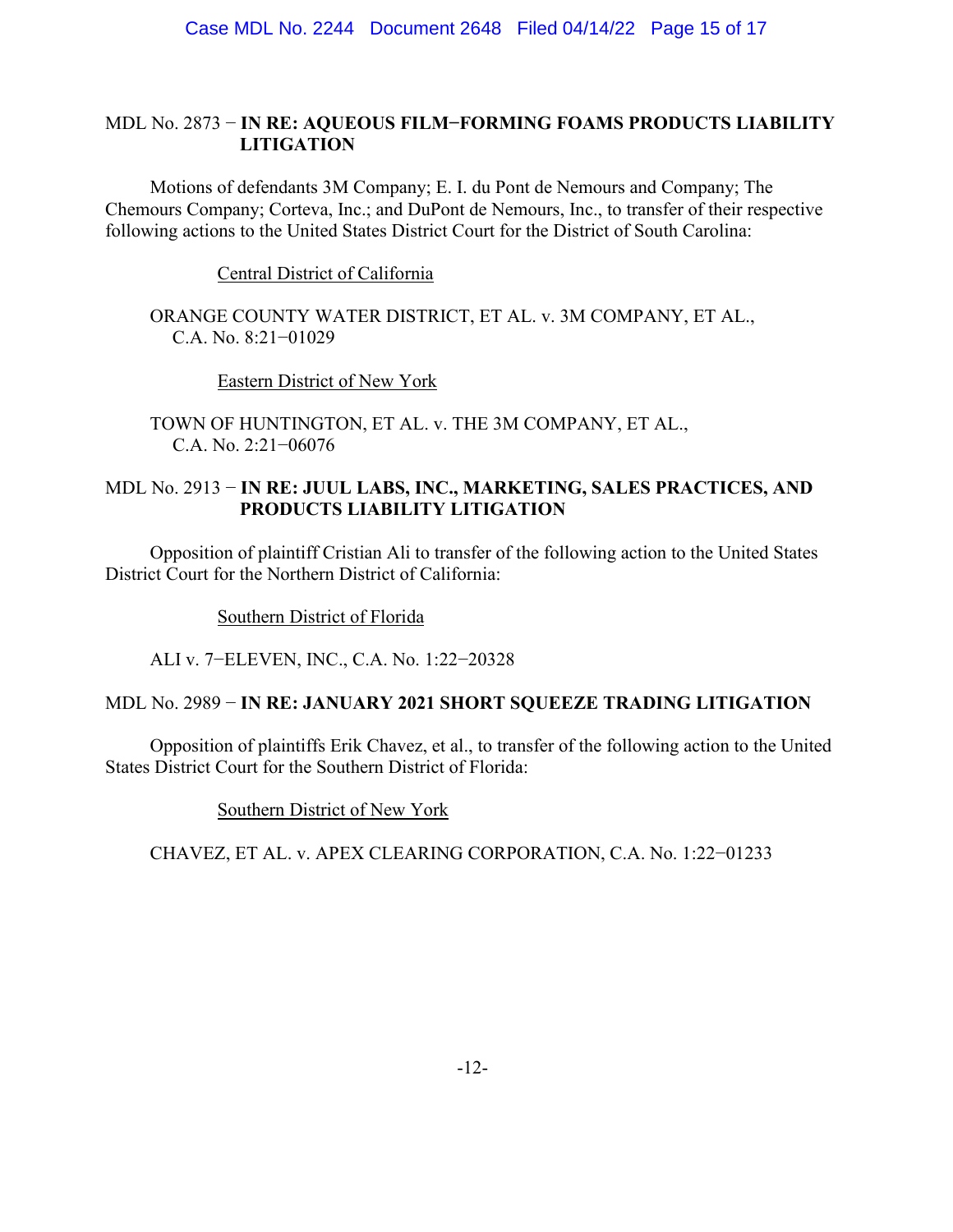MDL No. 2873 − **IN RE: AQUEOUS FILM−FORMING FOAMS PRODUCTS LIABILITY LITIGATION**

Motions of defendants 3M Company; E. I. du Pont de Nemours and Company; The Chemours Company; Corteva, Inc.; and DuPont de Nemours, Inc., to transfer of their respective following actions to the United States District Court for the District of South Carolina:

<u>Central District of California</u>

ORANGE COUNTY WATER DISTRICT, ET AL. v. 3M COMPANY, ET AL., C.A. No. 8:21−01029

<u>Eastern District of New York</u>

TOWN OF HUNTINGTON, ET AL. v. THE 3M COMPANY, ET AL., C.A. No. 2:21−06076

MDL No. 2913 − **IN RE: JUUL LABS, INC., MARKETING, SALES PRACTICES, AND PRODUCTS LIABILITY LITIGATION**

Opposition of plaintiff Cristian Ali to transfer of the following action to the United States District Court for the Northern District of California:

<u>Southern District of Florida</u>

ALI v. 7−ELEVEN, INC., C.A. No. 1:22−20328

MDL No. 2989 − **IN RE: JANUARY 2021 SHORT SQUEEZE TRADING LITIGATION**

Opposition of plaintiffs Erik Chavez, et al., to transfer of the following action to the United States District Court for the Southern District of Florida:

<u>Southern District of New York</u>

CHAVEZ, ET AL. v. APEX CLEARING CORPORATION, C.A. No. 1:22−01233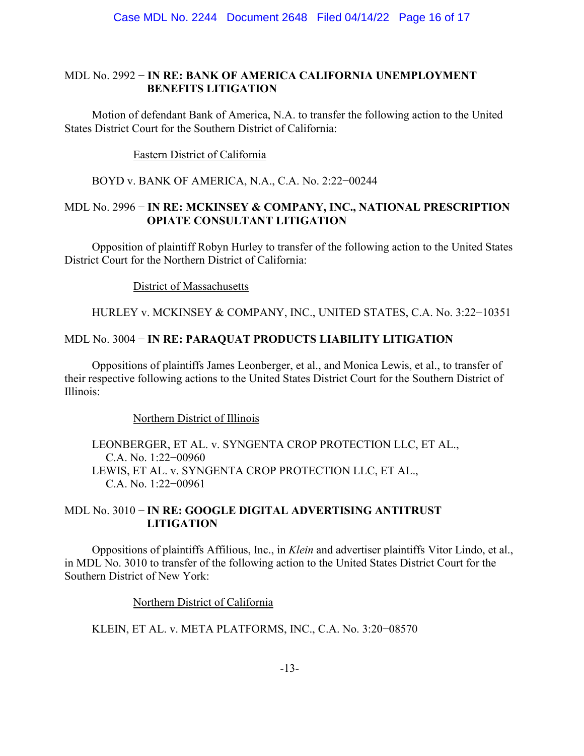MDL No. 2992 − **IN RE: BANK OF AMERICA CALIFORNIA UNEMPLOYMENT BENEFITS LITIGATION**

Motion of defendant Bank of America, N.A. to transfer the following action to the United States District Court for the Southern District of California:

Eastern District of California

BOYD v. BANK OF AMERICA, N.A., C.A. No. 2:22−00244

MDL No. 2996 − **IN RE: MCKINSEY & COMPANY, INC., NATIONAL PRESCRIPTION OPIATE CONSULTANT LITIGATION**

Opposition of plaintiff Robyn Hurley to transfer of the following action to the United States District Court for the Northern District of California:

District of Massachusetts

HURLEY v. MCKINSEY & COMPANY, INC., UNITED STATES, C.A. No. 3:22−10351

MDL No. 3004 − **IN RE: PARAQUAT PRODUCTS LIABILITY LITIGATION**

Oppositions of plaintiffs James Leonberger, et al., and Monica Lewis, et al., to transfer of their respective following actions to the United States District Court for the Southern District of Illinois:

Northern District of Illinois

LEONBERGER, ET AL. v. SYNGENTA CROP PROTECTION LLC, ET AL., C.A. No. 1:22−00960
LEWIS, ET AL. v. SYNGENTA CROP PROTECTION LLC, ET AL., C.A. No. 1:22−00961

MDL No. 3010 − **IN RE: GOOGLE DIGITAL ADVERTISING ANTITRUST LITIGATION**

Oppositions of plaintiffs Affilious, Inc., in *Klein* and advertiser plaintiffs Vitor Lindo, et al., in MDL No. 3010 to transfer of the following action to the United States District Court for the Southern District of New York:

Northern District of California

KLEIN, ET AL. v. META PLATFORMS, INC., C.A. No. 3:20−08570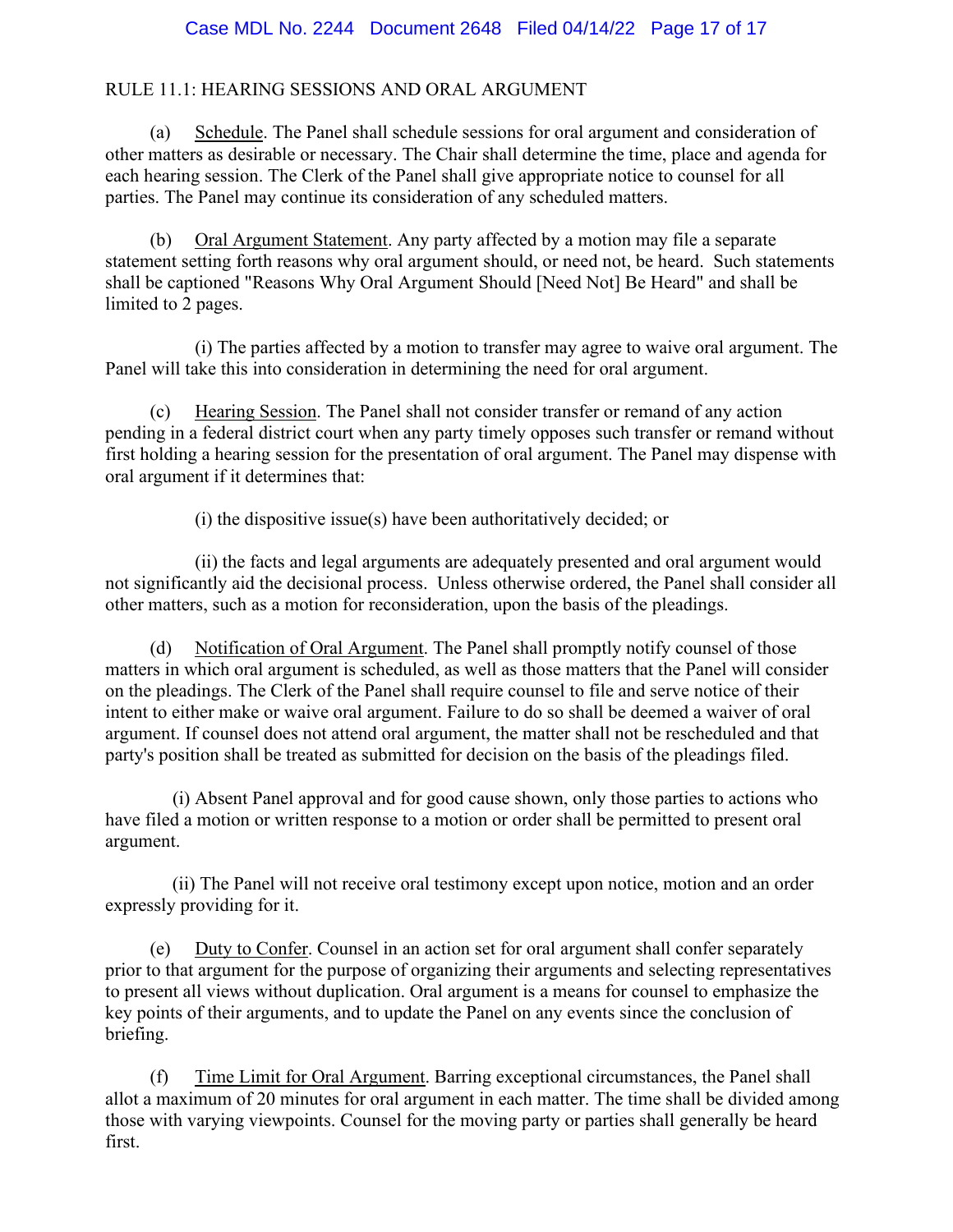RULE 11.1: HEARING SESSIONS AND ORAL ARGUMENT

(a) Schedule. The Panel shall schedule sessions for oral argument and consideration of other matters as desirable or necessary. The Chair shall determine the time, place and agenda for each hearing session. The Clerk of the Panel shall give appropriate notice to counsel for all parties. The Panel may continue its consideration of any scheduled matters.

(b) Oral Argument Statement. Any party affected by a motion may file a separate statement setting forth reasons why oral argument should, or need not, be heard. Such statements shall be captioned "Reasons Why Oral Argument Should [Need Not] Be Heard" and shall be limited to 2 pages.

(i) The parties affected by a motion to transfer may agree to waive oral argument. The Panel will take this into consideration in determining the need for oral argument.

(c) Hearing Session. The Panel shall not consider transfer or remand of any action pending in a federal district court when any party timely opposes such transfer or remand without first holding a hearing session for the presentation of oral argument. The Panel may dispense with oral argument if it determines that:

(i) the dispositive issue(s) have been authoritatively decided; or

(ii) the facts and legal arguments are adequately presented and oral argument would not significantly aid the decisional process. Unless otherwise ordered, the Panel shall consider all other matters, such as a motion for reconsideration, upon the basis of the pleadings.

(d) Notification of Oral Argument. The Panel shall promptly notify counsel of those matters in which oral argument is scheduled, as well as those matters that the Panel will consider on the pleadings. The Clerk of the Panel shall require counsel to file and serve notice of their intent to either make or waive oral argument. Failure to do so shall be deemed a waiver of oral argument. If counsel does not attend oral argument, the matter shall not be rescheduled and that party's position shall be treated as submitted for decision on the basis of the pleadings filed.

(i) Absent Panel approval and for good cause shown, only those parties to actions who have filed a motion or written response to a motion or order shall be permitted to present oral argument.

(ii) The Panel will not receive oral testimony except upon notice, motion and an order expressly providing for it.

(e) Duty to Confer. Counsel in an action set for oral argument shall confer separately prior to that argument for the purpose of organizing their arguments and selecting representatives to present all views without duplication. Oral argument is a means for counsel to emphasize the key points of their arguments, and to update the Panel on any events since the conclusion of briefing.

(f) Time Limit for Oral Argument. Barring exceptional circumstances, the Panel shall allot a maximum of 20 minutes for oral argument in each matter. The time shall be divided among those with varying viewpoints. Counsel for the moving party or parties shall generally be heard first.